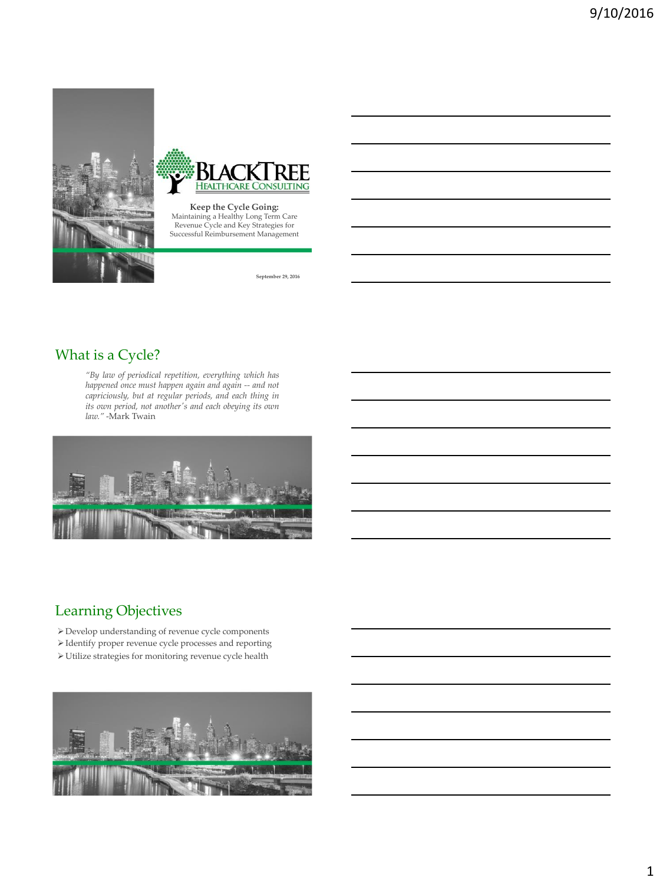BLACKTREE
HEALTHCARE CONSULTING

**Keep the Cycle Going:**
Maintaining a Healthy Long Term Care Revenue Cycle and Key Strategies for Successful Reimbursement Management

September 29, 2016

## What is a Cycle?

*"By law of periodical repetition, everything which has happened once must happen again and again -- and not capriciously, but at regular periods, and each thing in its own period, not another's and each obeying its own law."* -Mark Twain

## Learning Objectives

- Develop understanding of revenue cycle components
- Identify proper revenue cycle processes and reporting
- Utilize strategies for monitoring revenue cycle health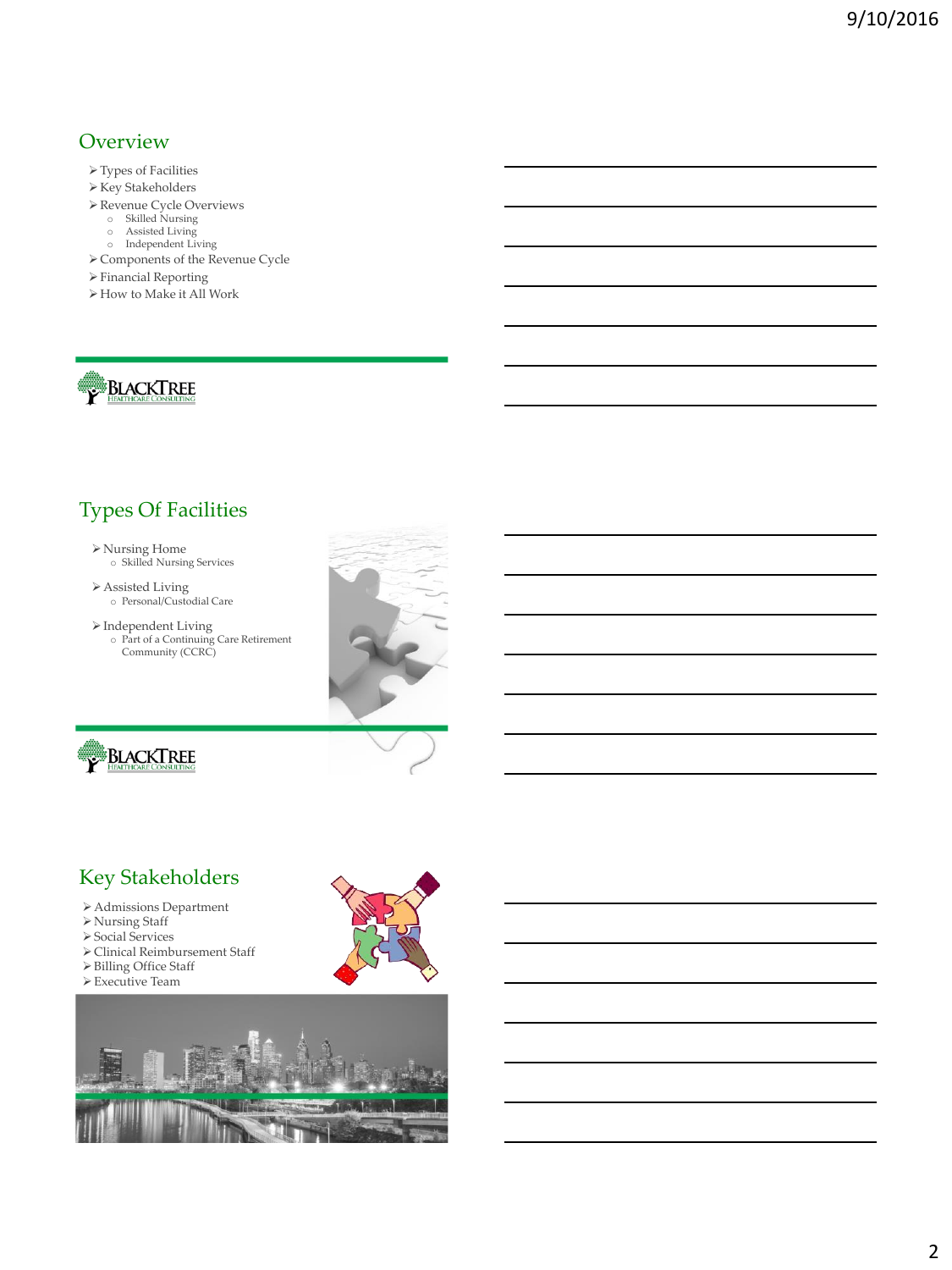## Overview

- Types of Facilities
- Key Stakeholders
- Revenue Cycle Overviews
  - Skilled Nursing
  - Assisted Living
  - Independent Living
- Components of the Revenue Cycle
- Financial Reporting
- How to Make it All Work

BLACKTREE HEALTHCARE CONSULTING

## Types Of Facilities

- Nursing Home
  - Skilled Nursing Services
- Assisted Living
  - Personal/Custodial Care
- Independent Living
  - Part of a Continuing Care Retirement Community (CCRC)

BLACKTREE HEALTHCARE CONSULTING

## Key Stakeholders

- Admissions Department
- Nursing Staff
- Social Services
- Clinical Reimbursement Staff
- Billing Office Staff
- Executive Team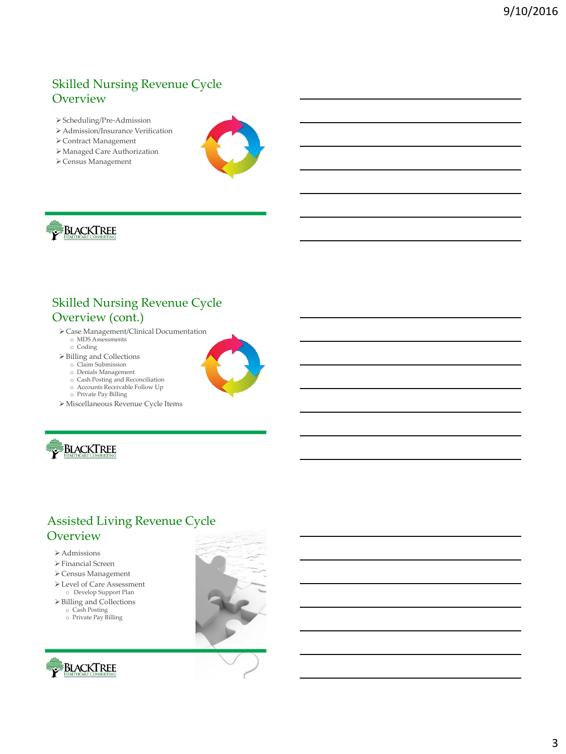## Skilled Nursing Revenue Cycle Overview

- Scheduling/Pre-Admission
- Admission/Insurance Verification
- Contract Management
- Managed Care Authorization
- Census Management

BLACKTREE HEALTHCARE CONSULTING

## Skilled Nursing Revenue Cycle Overview (cont.)

- Case Management/Clinical Documentation
  - MDS Assessments
  - Coding
- Billing and Collections
  - Claim Submission
  - Denials Management
  - Cash Posting and Reconciliation
  - Accounts Receivable Follow Up
  - Private Pay Billing
- Miscellaneous Revenue Cycle Items

BLACKTREE HEALTHCARE CONSULTING

## Assisted Living Revenue Cycle Overview

- Admissions
- Financial Screen
- Census Management
- Level of Care Assessment
  - Develop Support Plan
- Billing and Collections
  - Cash Posting
  - Private Pay Billing

BLACKTREE HEALTHCARE CONSULTING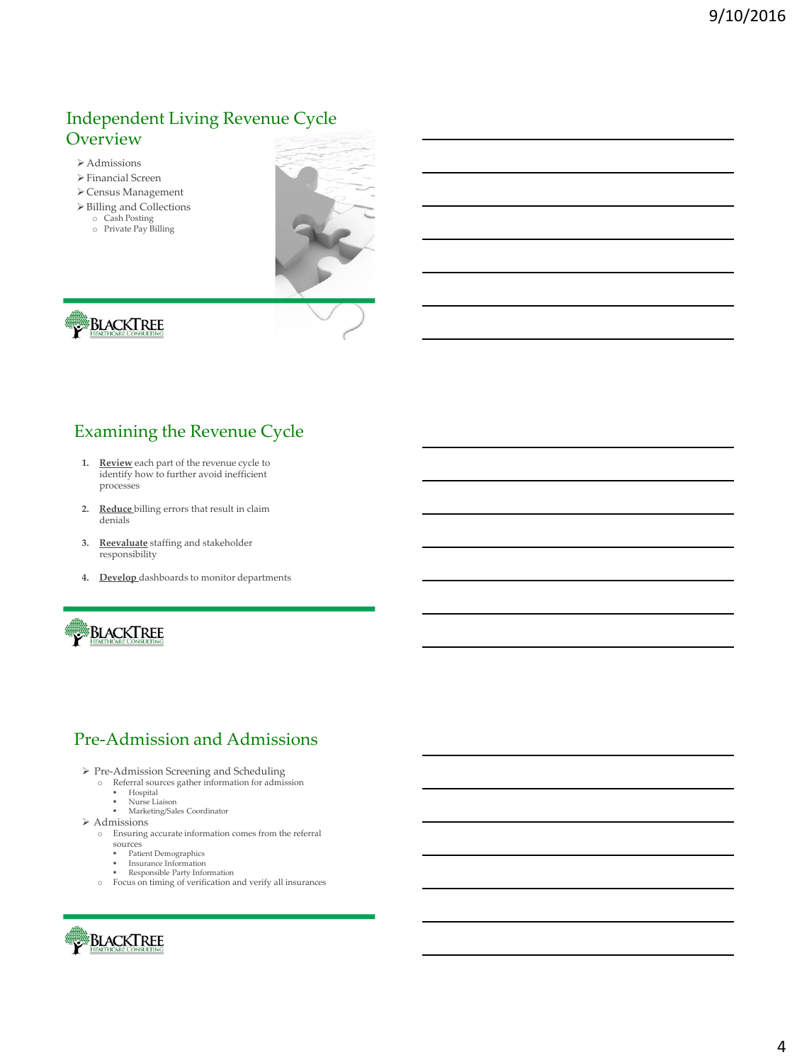## Independent Living Revenue Cycle Overview

- Admissions
- Financial Screen
- Census Management
- Billing and Collections
  - Cash Posting
  - Private Pay Billing

## Examining the Revenue Cycle

1. **Review** each part of the revenue cycle to identify how to further avoid inefficient processes
2. **Reduce** billing errors that result in claim denials
3. **Reevaluate** staffing and stakeholder responsibility
4. **Develop** dashboards to monitor departments

## Pre-Admission and Admissions

- Pre-Admission Screening and Scheduling
  - Referral sources gather information for admission
    - Hospital
    - Nurse Liaison
    - Marketing/Sales Coordinator
- Admissions
  - Ensuring accurate information comes from the referral sources
    - Patient Demographics
    - Insurance Information
    - Responsible Party Information
  - Focus on timing of verification and verify all insurances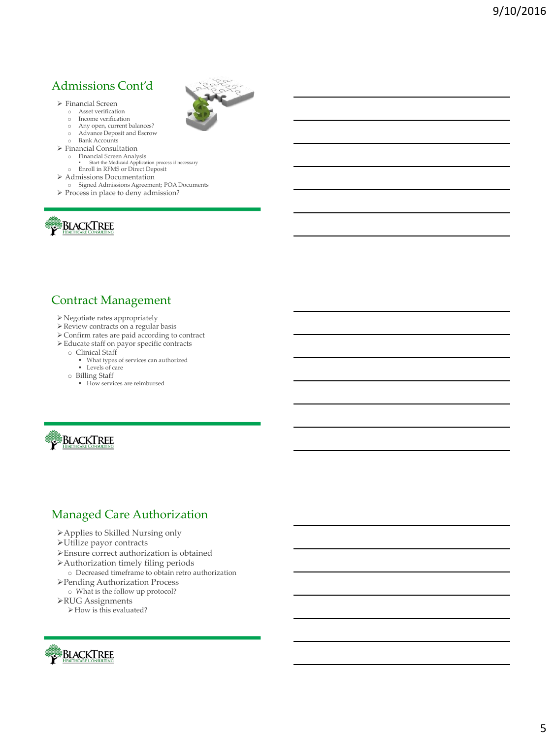## Admissions Cont'd

- Financial Screen
  - Asset verification
  - Income verification
  - Any open, current balances?
  - Advance Deposit and Escrow
  - Bank Accounts
- Financial Consultation
  - Financial Screen Analysis
    - Start the Medicaid Application process if necessary
  - Enroll in RFMS or Direct Deposit
- Admissions Documentation
  - Signed Admissions Agreement; POA Documents
- Process in place to deny admission?

BLACKTREE HEALTHCARE CONSULTING

## Contract Management

- Negotiate rates appropriately
- Review contracts on a regular basis
- Confirm rates are paid according to contract
- Educate staff on payor specific contracts
  - Clinical Staff
    - What types of services can authorized
    - Levels of care
  - Billing Staff
    - How services are reimbursed

BLACKTREE HEALTHCARE CONSULTING

## Managed Care Authorization

- Applies to Skilled Nursing only
- Utilize payor contracts
- Ensure correct authorization is obtained
- Authorization timely filing periods
  - Decreased timeframe to obtain retro authorization
- Pending Authorization Process
  - What is the follow up protocol?
- RUG Assignments
  - How is this evaluated?

BLACKTREE HEALTHCARE CONSULTING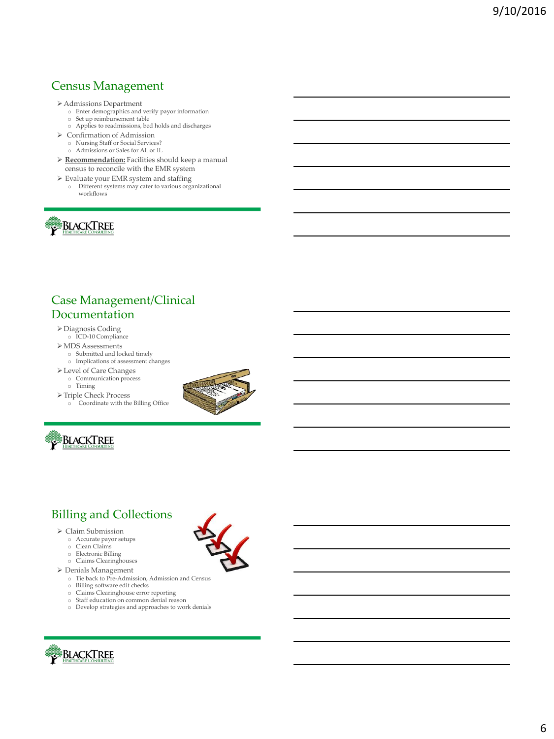## Census Management

- Admissions Department
  - Enter demographics and verify payor information
  - Set up reimbursement table
  - Applies to readmissions, bed holds and discharges
- Confirmation of Admission
  - Nursing Staff or Social Services?
  - Admissions or Sales for AL or IL
- **Recommendation:** Facilities should keep a manual census to reconcile with the EMR system
- Evaluate your EMR system and staffing
  - Different systems may cater to various organizational workflows

BLACKTREE HEALTHCARE CONSULTING

## Case Management/Clinical Documentation

- Diagnosis Coding
  - ICD-10 Compliance
- MDS Assessments
  - Submitted and locked timely
  - Implications of assessment changes
- Level of Care Changes
  - Communication process
  - Timing
- Triple Check Process
  - Coordinate with the Billing Office

BLACKTREE HEALTHCARE CONSULTING

## Billing and Collections

- Claim Submission
  - Accurate payor setups
  - Clean Claims
  - Electronic Billing
  - Claims Clearinghouses
- Denials Management
  - Tie back to Pre-Admission, Admission and Census
  - Billing software edit checks
  - Claims Clearinghouse error reporting
  - Staff education on common denial reason
  - Develop strategies and approaches to work denials

BLACKTREE HEALTHCARE CONSULTING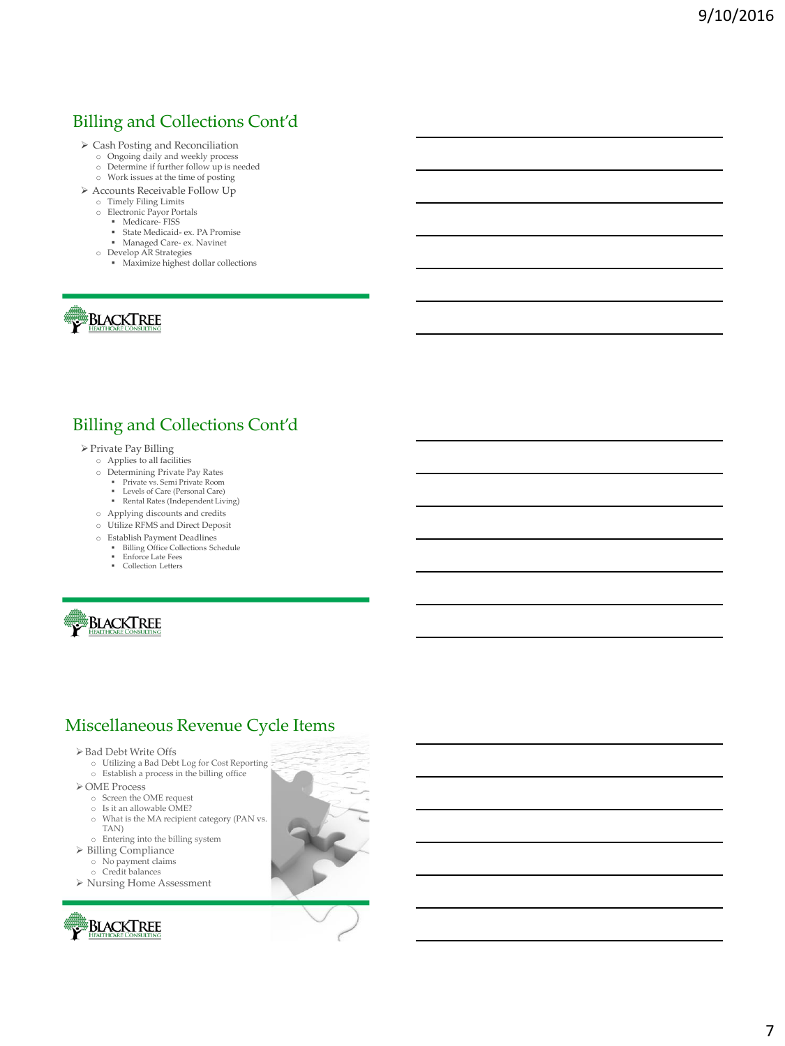## Billing and Collections Cont'd

- Cash Posting and Reconciliation
  - Ongoing daily and weekly process
  - Determine if further follow up is needed
  - Work issues at the time of posting
- Accounts Receivable Follow Up
  - Timely Filing Limits
  - Electronic Payor Portals
    - Medicare- FISS
    - State Medicaid- ex. PA Promise
    - Managed Care- ex. Navinet
  - Develop AR Strategies
    - Maximize highest dollar collections

BLACKTREE HEALTHCARE CONSULTING

## Billing and Collections Cont'd

- Private Pay Billing
  - Applies to all facilities
  - Determining Private Pay Rates
    - Private vs. Semi Private Room
    - Levels of Care (Personal Care)
    - Rental Rates (Independent Living)
  - Applying discounts and credits
  - Utilize RFMS and Direct Deposit
  - Establish Payment Deadlines
    - Billing Office Collections Schedule
    - Enforce Late Fees
    - Collection Letters

BLACKTREE HEALTHCARE CONSULTING

## Miscellaneous Revenue Cycle Items

- Bad Debt Write Offs
  - Utilizing a Bad Debt Log for Cost Reporting
  - Establish a process in the billing office
- OME Process
  - Screen the OME request
  - Is it an allowable OME?
  - What is the MA recipient category (PAN vs. TAN)
  - Entering into the billing system
- Billing Compliance
  - No payment claims
  - Credit balances
- Nursing Home Assessment

BLACKTREE HEALTHCARE CONSULTING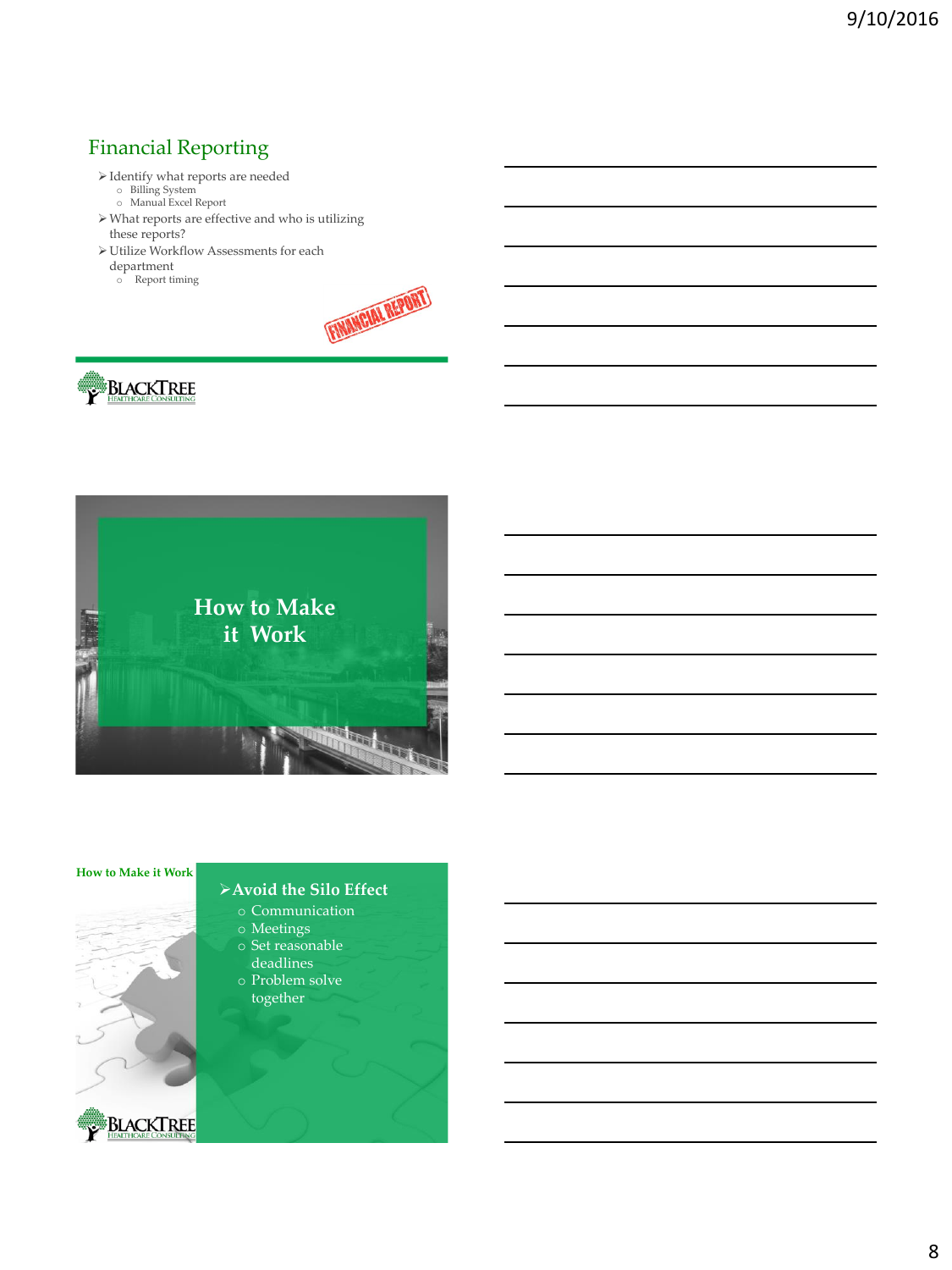## Financial Reporting

- Identify what reports are needed
  - Billing System
  - Manual Excel Report
- What reports are effective and who is utilizing these reports?
- Utilize Workflow Assessments for each department
  - Report timing

FINANCIAL REPORT

BLACKTREE HEALTHCARE CONSULTING

## How to Make it Work

### How to Make it Work

- **Avoid the Silo Effect**
  - Communication
  - Meetings
  - Set reasonable deadlines
  - Problem solve together

BLACKTREE HEALTHCARE CONSULTING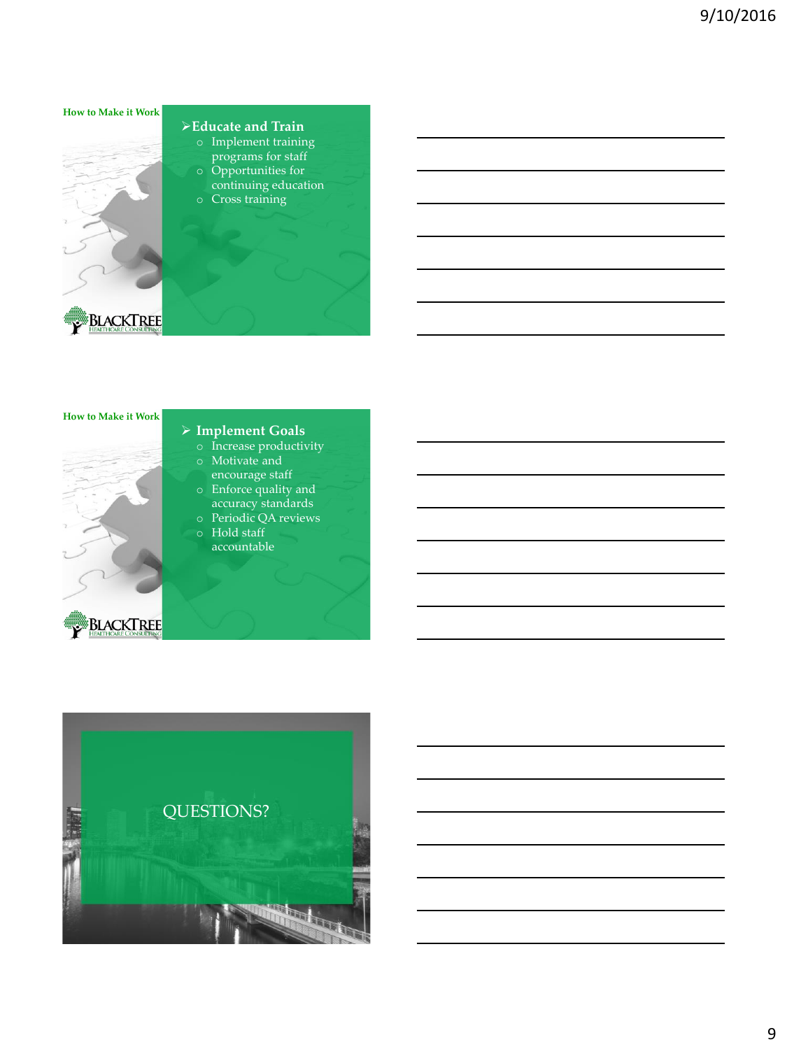How to Make it Work

## Educate and Train

- Implement training programs for staff
- Opportunities for continuing education
- Cross training

How to Make it Work

## Implement Goals

- Increase productivity
- Motivate and encourage staff
- Enforce quality and accuracy standards
- Periodic QA reviews
- Hold staff accountable

QUESTIONS?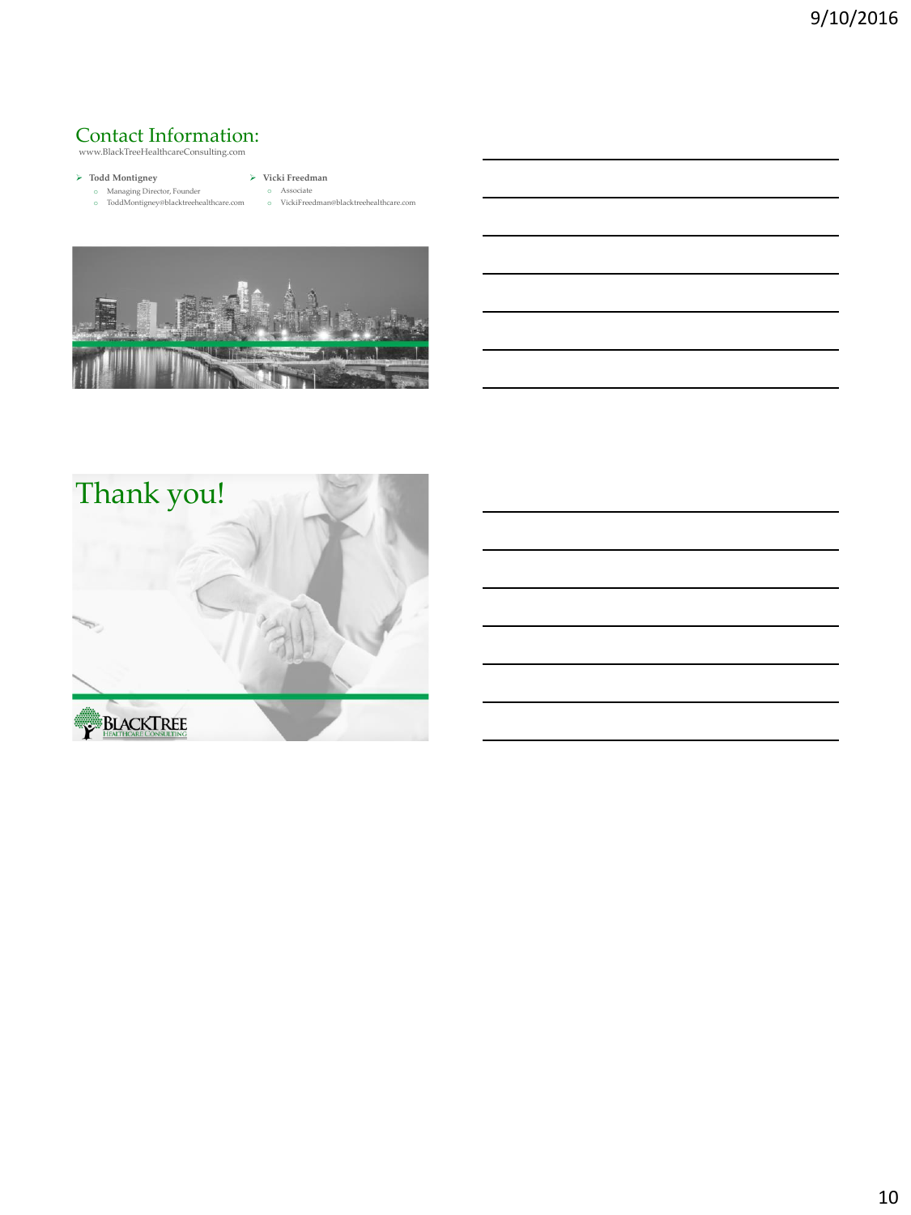## Contact Information:

www.BlackTreeHealthcareConsulting.com

- **Todd Montigney**
  - Managing Director, Founder
  - ToddMontigney@blacktreehealthcare.com
- **Vicki Freedman**
  - Associate
  - VickiFreedman@blacktreehealthcare.com

## Thank you!

BLACKTREE HEALTHCARE CONSULTING